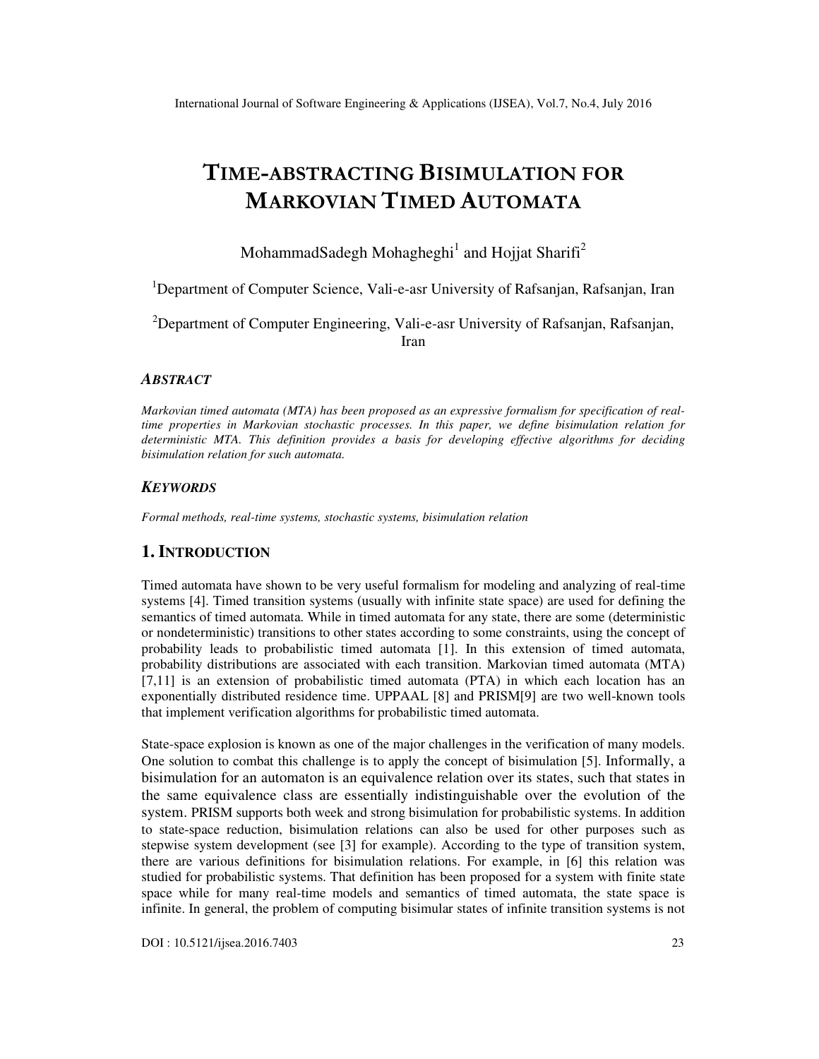# TIME-ABSTRACTING BISIMULATION FOR MARKOVIAN TIMED AUTOMATA

MohammadSadegh Mohagheghi[1] and Hojjat Sharifi[2]

[1]Department of Computer Science, Vali-e-asr University of Rafsanjan, Rafsanjan, Iran

[2]Department of Computer Engineering, Vali-e-asr University of Rafsanjan, Rafsanjan, Iran

### *ABSTRACT*

*Markovian timed automata (MTA) has been proposed as an expressive formalism for specification of real-time properties in Markovian stochastic processes. In this paper, we define bisimulation relation for deterministic MTA. This definition provides a basis for developing effective algorithms for deciding bisimulation relation for such automata.*

### *KEYWORDS*

*Formal methods, real-time systems, stochastic systems, bisimulation relation*

## 1. INTRODUCTION

Timed automata have shown to be very useful formalism for modeling and analyzing of real-time systems [4]. Timed transition systems (usually with infinite state space) are used for defining the semantics of timed automata. While in timed automata for any state, there are some (deterministic or nondeterministic) transitions to other states according to some constraints, using the concept of probability leads to probabilistic timed automata [1]. In this extension of timed automata, probability distributions are associated with each transition. Markovian timed automata (MTA) [7,11] is an extension of probabilistic timed automata (PTA) in which each location has an exponentially distributed residence time. UPPAAL [8] and PRISM[9] are two well-known tools that implement verification algorithms for probabilistic timed automata.

State-space explosion is known as one of the major challenges in the verification of many models. One solution to combat this challenge is to apply the concept of bisimulation [5]. Informally, a bisimulation for an automaton is an equivalence relation over its states, such that states in the same equivalence class are essentially indistinguishable over the evolution of the system. PRISM supports both week and strong bisimulation for probabilistic systems. In addition to state-space reduction, bisimulation relations can also be used for other purposes such as stepwise system development (see [3] for example). According to the type of transition system, there are various definitions for bisimulation relations. For example, in [6] this relation was studied for probabilistic systems. That definition has been proposed for a system with finite state space while for many real-time models and semantics of timed automata, the state space is infinite. In general, the problem of computing bisimular states of infinite transition systems is not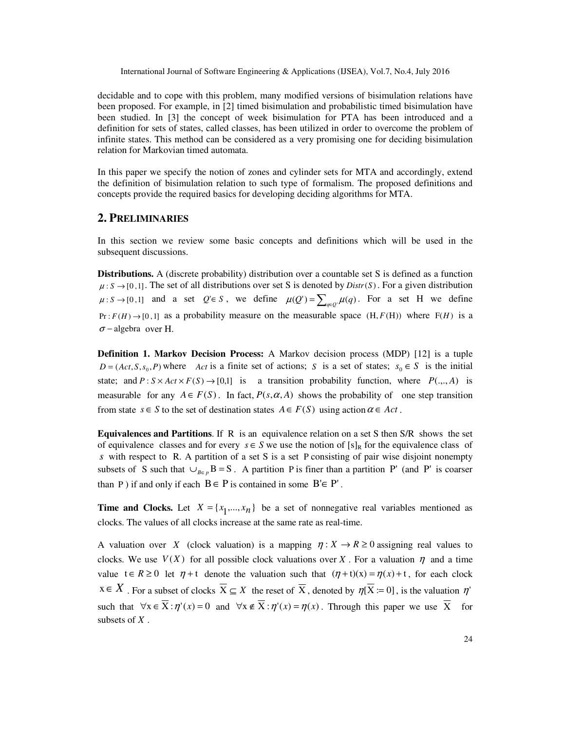decidable and to cope with this problem, many modified versions of bisimulation relations have been proposed. For example, in [2] timed bisimulation and probabilistic timed bisimulation have been studied. In [3] the concept of week bisimulation for PTA has been introduced and a definition for sets of states, called classes, has been utilized in order to overcome the problem of infinite states. This method can be considered as a very promising one for deciding bisimulation relation for Markovian timed automata.

In this paper we specify the notion of zones and cylinder sets for MTA and accordingly, extend the definition of bisimulation relation to such type of formalism. The proposed definitions and concepts provide the required basics for developing deciding algorithms for MTA.

## 2. PRELIMINARIES

In this section we review some basic concepts and definitions which will be used in the subsequent discussions.

**Distributions.** A (discrete probability) distribution over a countable set S is defined as a function $\mu : S \to [0,1]$. The set of all distributions over set S is denoted by $Distr(S)$. For a given distribution $\mu : S \to [0,1]$ and a set $Q' \in S$, we define $\mu(Q') = \sum_{q \in Q'} \mu(q)$. For a set H we define $\Pr : F(H) \to [0,1]$ as a probability measure on the measurable space $(H, F(H))$ where $F(H)$ is a $\sigma-$algebra over H.

**Definition 1. Markov Decision Process:** A Markov decision process (MDP) [12] is a tuple $D = (Act, S, s_0, P)$ where $Act$ is a finite set of actions; $S$ is a set of states; $s_0 \in S$ is the initial state; and $P : S \times Act \times F(S) \to [0,1]$ is a transition probability function, where $P(.,.,A)$ is measurable for any $A \in F(S)$. In fact, $P(s, \alpha, A)$ shows the probability of one step transition from state $s \in S$ to the set of destination states $A \in F(S)$ using action $\alpha \in Act$.

**Equivalences and Partitions**. If R is an equivalence relation on a set S then S/R shows the set of equivalence classes and for every $s \in S$ we use the notion of $[s]_R$ for the equivalence class of $s$ with respect to R. A partition of a set S is a set P consisting of pair wise disjoint nonempty subsets of S such that $\cup_{B \in p} B = S$. A partition P is finer than a partition P' (and P' is coarser than P) if and only if each $B \in P$ is contained in some $B' \in P'$.

**Time and Clocks.** Let $X = \{x_1, ..., x_n\}$ be a set of nonnegative real variables mentioned as clocks. The values of all clocks increase at the same rate as real-time.

A valuation over $X$ (clock valuation) is a mapping $\eta : X \to R \geq 0$ assigning real values to clocks. We use $V(X)$ for all possible clock valuations over $X$. For a valuation $\eta$ and a time value $t \in R \geq 0$ let $\eta + t$ denote the valuation such that $(\eta + t)(x) = \eta(x) + t$, for each clock $x \in X$. For a subset of clocks $\overline{X} \subseteq X$ the reset of $\overline{X}$, denoted by $\eta[\overline{X} := 0]$, is the valuation $\eta'$ such that $\forall x \in \overline{X} : \eta'(x) = 0$ and $\forall x \notin \overline{X} : \eta'(x) = \eta(x)$. Through this paper we use $\overline{X}$ for subsets of $X$.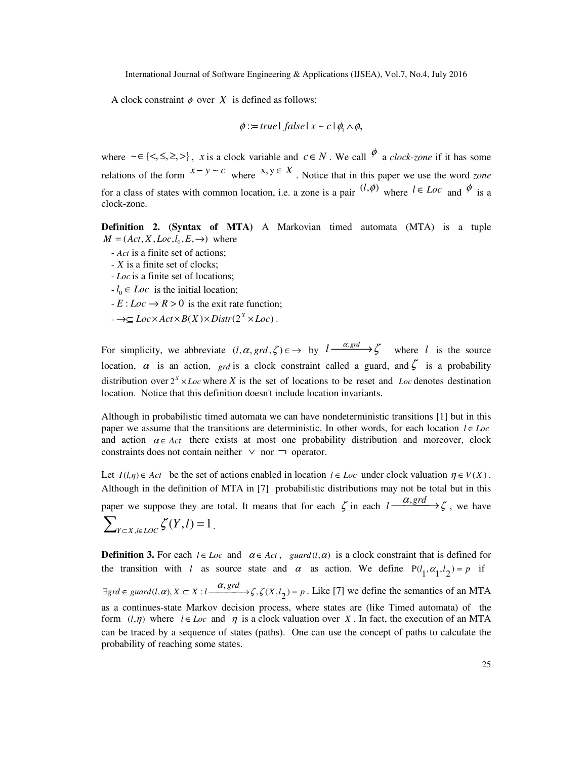A clock constraint $\phi$ over $X$ is defined as follows:

$$\phi ::= true \mid false \mid x \sim c \mid \phi_1 \wedge \phi_2$$

where $\sim \in \{<, \leq, \geq, >\}$, $x$ is a clock variable and $c \in N$. We call $\phi$ a *clock-zone* if it has some relations of the form $x - y \sim c$ where $x, y \in X$. Notice that in this paper we use the word *zone* for a class of states with common location, i.e. a zone is a pair $(l, \phi)$ where $l \in Loc$ and $\phi$ is a clock-zone.

**Definition 2. (Syntax of MTA)** A Markovian timed automata (MTA) is a tuple $M = (Act, X, Loc, l_0, E, \rightarrow)$ where

- $Act$ is a finite set of actions;
- $X$ is a finite set of clocks;
- $Loc$ is a finite set of locations;
- $l_0 \in Loc$ is the initial location;
- $E : Loc \rightarrow R > 0$ is the exit rate function;
- $\rightarrow \subseteq Loc \times Act \times B(X) \times Distr(2^X \times Loc)$.

For simplicity, we abbreviate $(l, \alpha, grd, \zeta) \in \rightarrow$ by $l \xrightarrow{\alpha, grd} \zeta$ where $l$ is the source location, $\alpha$ is an action, $grd$ is a clock constraint called a guard, and $\zeta$ is a probability distribution over $2^X \times Loc$ where $X$ is the set of locations to be reset and $Loc$ denotes destination location. Notice that this definition doesn't include location invariants.

Although in probabilistic timed automata we can have nondeterministic transitions [1] but in this paper we assume that the transitions are deterministic. In other words, for each location $l \in Loc$ and action $\alpha \in Act$ there exists at most one probability distribution and moreover, clock constraints does not contain neither $\vee$ nor $\neg$ operator.

Let $I(l, \eta) \in Act$ be the set of actions enabled in location $l \in Loc$ under clock valuation $\eta \in V(X)$. Although in the definition of MTA in [7] probabilistic distributions may not be total but in this paper we suppose they are total. It means that for each $\zeta$ in each $l \xrightarrow{\alpha, grd} \zeta$, we have $\sum_{Y \subset X, l \in LOC} \zeta(Y, l) = 1$.

**Definition 3.** For each $l \in Loc$ and $\alpha \in Act$, $guard(l, \alpha)$ is a clock constraint that is defined for the transition with $l$ as source state and $\alpha$ as action. We define $P(l_1, \alpha_1, l_2) = p$ if $\exists grd \in guard(l, \alpha), \overline{X} \subset X : l \xrightarrow{\alpha, grd} \zeta, \zeta(\overline{X}, l_2) = p$. Like [7] we define the semantics of an MTA as a continues-state Markov decision process, where states are (like Timed automata) of the form $(l, \eta)$ where $l \in Loc$ and $\eta$ is a clock valuation over $X$. In fact, the execution of an MTA can be traced by a sequence of states (paths). One can use the concept of paths to calculate the probability of reaching some states.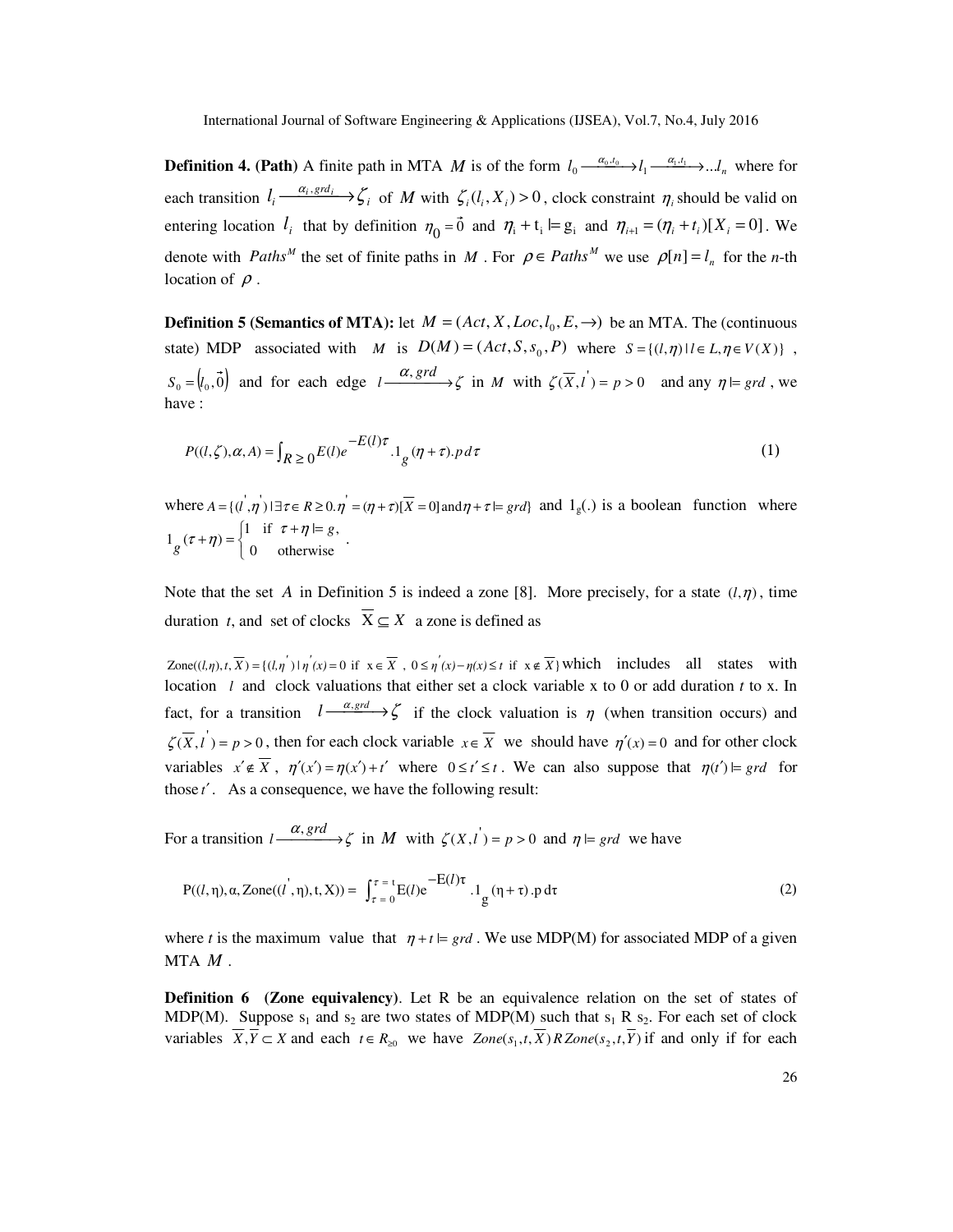**Definition 4. (Path)** A finite path in MTA $M$ is of the form $l_0 \xrightarrow{\alpha_0, t_0} l_1 \xrightarrow{\alpha_1, t_1} \ldots l_n$ where for each transition $l_i \xrightarrow{\alpha_i, grd_i} \zeta_i$ of $M$ with $\zeta_i(l_i, X_i) > 0$, clock constraint $\eta_i$ should be valid on entering location $l_i$ that by definition $\eta_0 = \vec{0}$ and $\eta_i + t_i \models g_i$ and $\eta_{i+1} = (\eta_i + t_i)[X_i = 0]$. We denote with $Paths^M$ the set of finite paths in $M$. For $\rho \in Paths^M$ we use $\rho[n] = l_n$ for the *n*-th location of $\rho$.

**Definition 5 (Semantics of MTA):** let $M = (Act, X, Loc, l_0, E, \rightarrow)$ be an MTA. The (continuous state) MDP associated with $M$ is $D(M) = (Act, S, s_0, P)$ where $S = \{(l, \eta) \mid l \in L, \eta \in V(X)\}$, $S_0 = (l_0, \vec{0})$ and for each edge $l \xrightarrow{\alpha, grd} \zeta$ in $M$ with $\zeta(\overline{X}, l') = p > 0$ and any $\eta \models grd$, we have :

$$P((l, \zeta), \alpha, A) = \int_{R \geq 0} E(l) e^{-E(l)\tau} . 1_g(\eta + \tau) . p \, d\tau \tag{1}$$

where $A = \{(l', \eta') \mid \exists \tau \in R \geq 0 . \eta' = (\eta + \tau)[\overline{X} = 0] \text{ and } \eta + \tau \models grd\}$ and $1_g(.)$ is a boolean function where $1_g(\tau + \eta) = \begin{cases} 1 & \text{if } \tau + \eta \models g, \\ 0 & \text{otherwise} \end{cases}$.

Note that the set $A$ in Definition 5 is indeed a zone [8]. More precisely, for a state $(l, \eta)$, time duration $t$, and set of clocks $\overline{X} \subseteq X$ a zone is defined as

$\text{Zone}((l, \eta), t, \overline{X}) = \{(l, \eta') \mid \eta'(x) = 0 \text{ if } x \in \overline{X},\ 0 \leq \eta'(x) - \eta(x) \leq t \text{ if } x \notin \overline{X}\}$ which includes all states with location $l$ and clock valuations that either set a clock variable x to 0 or add duration $t$ to x. In fact, for a transition $l \xrightarrow{\alpha, grd} \zeta$ if the clock valuation is $\eta$ (when transition occurs) and $\zeta(\overline{X}, l') = p > 0$, then for each clock variable $x \in \overline{X}$ we should have $\eta'(x) = 0$ and for other clock variables $x' \notin \overline{X}$, $\eta'(x') = \eta(x') + t'$ where $0 \leq t' \leq t$. We can also suppose that $\eta(t') \models grd$ for those $t'$. As a consequence, we have the following result:

For a transition $l \xrightarrow{\alpha, grd} \zeta$ in $M$ with $\zeta(X, l') = p > 0$ and $\eta \models grd$ we have

$$\text{P}((l, \eta), \alpha, \text{Zone}((l', \eta), t, X)) = \int_{\tau = 0}^{\tau = t} \text{E}(l) e^{-\text{E}(l)\tau} . 1_g(\eta + \tau) . p \, d\tau \tag{2}$$

where $t$ is the maximum value that $\eta + t \models grd$. We use MDP(M) for associated MDP of a given MTA $M$.

**Definition 6 (Zone equivalency)**. Let R be an equivalence relation on the set of states of MDP(M). Suppose $s_1$ and $s_2$ are two states of MDP(M) such that $s_1$ R $s_2$. For each set of clock variables $\overline{X}, \overline{Y} \subset X$ and each $t \in R_{\geq 0}$ we have $Zone(s_1, t, \overline{X})\, R\, Zone(s_2, t, \overline{Y})$ if and only if for each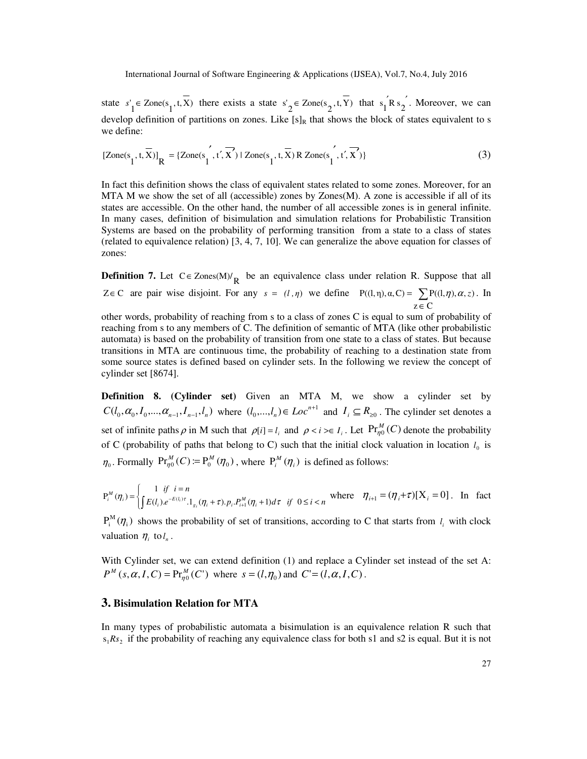state $s'_1 \in \text{Zone}(s_1, t, \overline{X})$ there exists a state $s'_2 \in \text{Zone}(s_2, t, \overline{Y})$ that $s_1' R\, s_2'$. Moreover, we can develop definition of partitions on zones. Like $[s]_R$ that shows the block of states equivalent to s we define:

$$[\text{Zone}(s_1, t, \overline{X})]_R = \{\text{Zone}(s_1', t', \overline{X'}) \mid \text{Zone}(s_1, t, \overline{X})\; R\; \text{Zone}(s_1', t', \overline{X'})\} \tag{3}$$

In fact this definition shows the class of equivalent states related to some zones. Moreover, for an MTA M we show the set of all (accessible) zones by Zones(M). A zone is accessible if all of its states are accessible. On the other hand, the number of all accessible zones is in general infinite. In many cases, definition of bisimulation and simulation relations for Probabilistic Transition Systems are based on the probability of performing transition from a state to a class of states (related to equivalence relation) [3, 4, 7, 10]. We can generalize the above equation for classes of zones:

**Definition 7.** Let $C \in \text{Zones}(M)/_R$ be an equivalence class under relation R. Suppose that all $Z \in C$ are pair wise disjoint. For any $s = (l, \eta)$ we define $P((l,\eta), \alpha, C) = \sum_{z \in C} P((l,\eta), \alpha, z)$. In other words, probability of reaching from s to a class of zones C is equal to sum of probability of reaching from s to any members of C. The definition of semantic of MTA (like other probabilistic automata) is based on the probability of transition from one state to a class of states. But because transitions in MTA are continuous time, the probability of reaching to a destination state from some source states is defined based on cylinder sets. In the following we review the concept of cylinder set [8674].

**Definition 8. (Cylinder set)** Given an MTA M, we show a cylinder set by $C(l_0, \alpha_0, I_0, ..., \alpha_{n-1}, I_{n-1}, l_n)$ where $(l_0, ..., l_n) \in Loc^{n+1}$ and $I_i \subseteq R_{\geq 0}$. The cylinder set denotes a set of infinite paths $\rho$ in M such that $\rho[i] = l_i$ and $\rho < i > \in I_i$. Let $\Pr_{\eta 0}^{M}(C)$ denote the probability of C (probability of paths that belong to C) such that the initial clock valuation in location $l_0$ is $\eta_0$. Formally $\Pr_{\eta 0}^{M}(C) := P_0^M(\eta_0)$, where $P_i^M(\eta_i)$ is defined as follows:

$$P_i^M(\eta_i) = \begin{cases} 1 \quad if \quad i = n \\ \int E(l_i).e^{-E(l_i)\tau}.1_{g_i}(\eta_i + \tau).p_i.P_{i+1}^M(\eta_i + 1)d\tau \quad if \quad 0 \leq i < n \end{cases}$$

where $\eta_{i+1} = (\eta_i + \tau)[X_i = 0]$. In fact $P_i^M(\eta_i)$ shows the probability of set of transitions, according to C that starts from $l_i$ with clock valuation $\eta_i$ to $l_n$.

With Cylinder set, we can extend definition (1) and replace a Cylinder set instead of the set A: $P^M(s, \alpha, I, C) = \Pr_{\eta 0}^{M}(C')$ where $s = (l, \eta_0)$ and $C' = (l, \alpha, I, C)$.

## 3. Bisimulation Relation for MTA

In many types of probabilistic automata a bisimulation is an equivalence relation R such that $s_1 R s_2$ if the probability of reaching any equivalence class for both s1 and s2 is equal. But it is not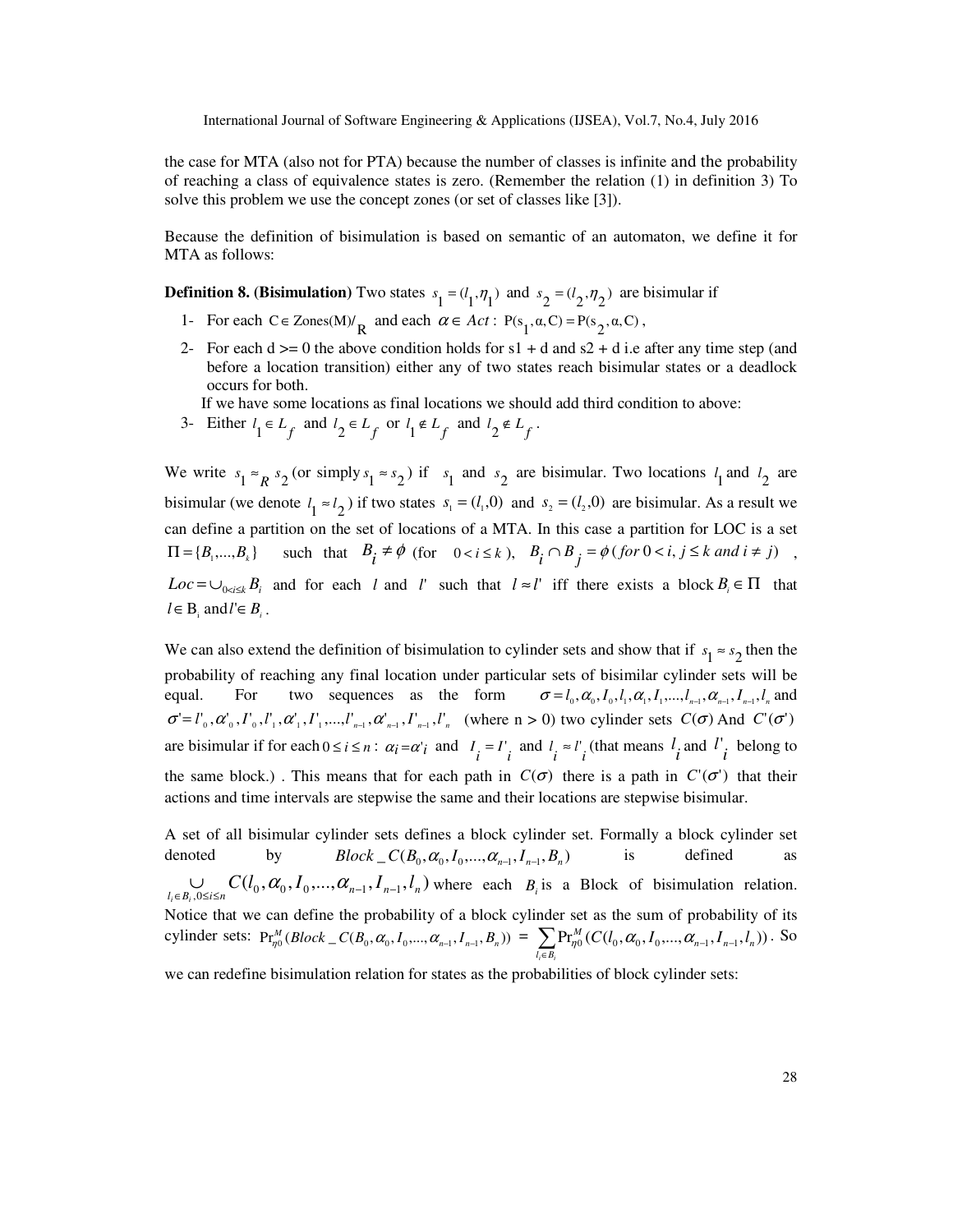the case for MTA (also not for PTA) because the number of classes is infinite and the probability of reaching a class of equivalence states is zero. (Remember the relation (1) in definition 3) To solve this problem we use the concept zones (or set of classes like [3]).

Because the definition of bisimulation is based on semantic of an automaton, we define it for MTA as follows:

**Definition 8. (Bisimulation)** Two states $s_1 = (l_1, \eta_1)$ and $s_2 = (l_2, \eta_2)$ are bisimular if

1- For each $C \in Zones(M)/_R$ and each $\alpha \in Act$: $P(s_1, \alpha, C) = P(s_2, \alpha, C)$,

2- For each d >= 0 the above condition holds for s1 + d and s2 + d i.e after any time step (and before a location transition) either any of two states reach bisimular states or a deadlock occurs for both.

If we have some locations as final locations we should add third condition to above:

3- Either $l_1 \in L_f$ and $l_2 \in L_f$ or $l_1 \notin L_f$ and $l_2 \notin L_f$.

We write $s_1 \approx_R s_2$ (or simply $s_1 \approx s_2$) if $s_1$ and $s_2$ are bisimular. Two locations $l_1$ and $l_2$ are bisimular (we denote $l_1 \approx l_2$) if two states $s_1 = (l_1, 0)$ and $s_2 = (l_2, 0)$ are bisimular. As a result we can define a partition on the set of locations of a MTA. In this case a partition for LOC is a set $\Pi = \{B_1, ..., B_k\}$ such that $B_i \neq \phi$ (for $0 < i \leq k$), $B_i \cap B_j = \phi \; (for\ 0 < i, j \leq k\ and\ i \neq j)$, $Loc = \cup_{0<i\leq k} B_i$ and for each $l$ and $l'$ such that $l \approx l'$ iff there exists a block $B_i \in \Pi$ that $l \in B_i$ and $l' \in B_i$.

We can also extend the definition of bisimulation to cylinder sets and show that if $s_1 \approx s_2$ then the probability of reaching any final location under particular sets of bisimilar cylinder sets will be equal. For two sequences as the form $\sigma = l_0, \alpha_0, I_0, l_1, \alpha_1, I_1, ..., l_{n-1}, \alpha_{n-1}, I_{n-1}, l_n$ and $\sigma' = l'_0, \alpha'_0, I'_0, l'_1, \alpha'_1, I'_1, ..., l'_{n-1}, \alpha'_{n-1}, I'_{n-1}, l'_n$ (where n > 0) two cylinder sets $C(\sigma)$ And $C'(\sigma')$ are bisimular if for each $0 \leq i \leq n$: $\alpha_i = \alpha'_i$ and $I_i = I'_i$ and $l_i \approx l'_i$ (that means $l_i$ and $l'_i$ belong to the same block.) . This means that for each path in $C(\sigma)$ there is a path in $C'(\sigma')$ that their actions and time intervals are stepwise the same and their locations are stepwise bisimular.

A set of all bisimular cylinder sets defines a block cylinder set. Formally a block cylinder set denoted by $Block\_C(B_0, \alpha_0, I_0, ..., \alpha_{n-1}, I_{n-1}, B_n)$ is defined as $\bigcup_{l_i \in B_i, 0 \leq i \leq n} C(l_0, \alpha_0, I_0, ..., \alpha_{n-1}, I_{n-1}, l_n)$ where each $B_i$ is a Block of bisimulation relation. Notice that we can define the probability of a block cylinder set as the sum of probability of its cylinder sets: $\Pr^M_{\eta 0}(Block\_C(B_0, \alpha_0, I_0, ..., \alpha_{n-1}, I_{n-1}, B_n)) = \sum_{l_i \in B_i} \Pr^M_{\eta 0}(C(l_0, \alpha_0, I_0, ..., \alpha_{n-1}, I_{n-1}, l_n))$. So we can redefine bisimulation relation for states as the probabilities of block cylinder sets: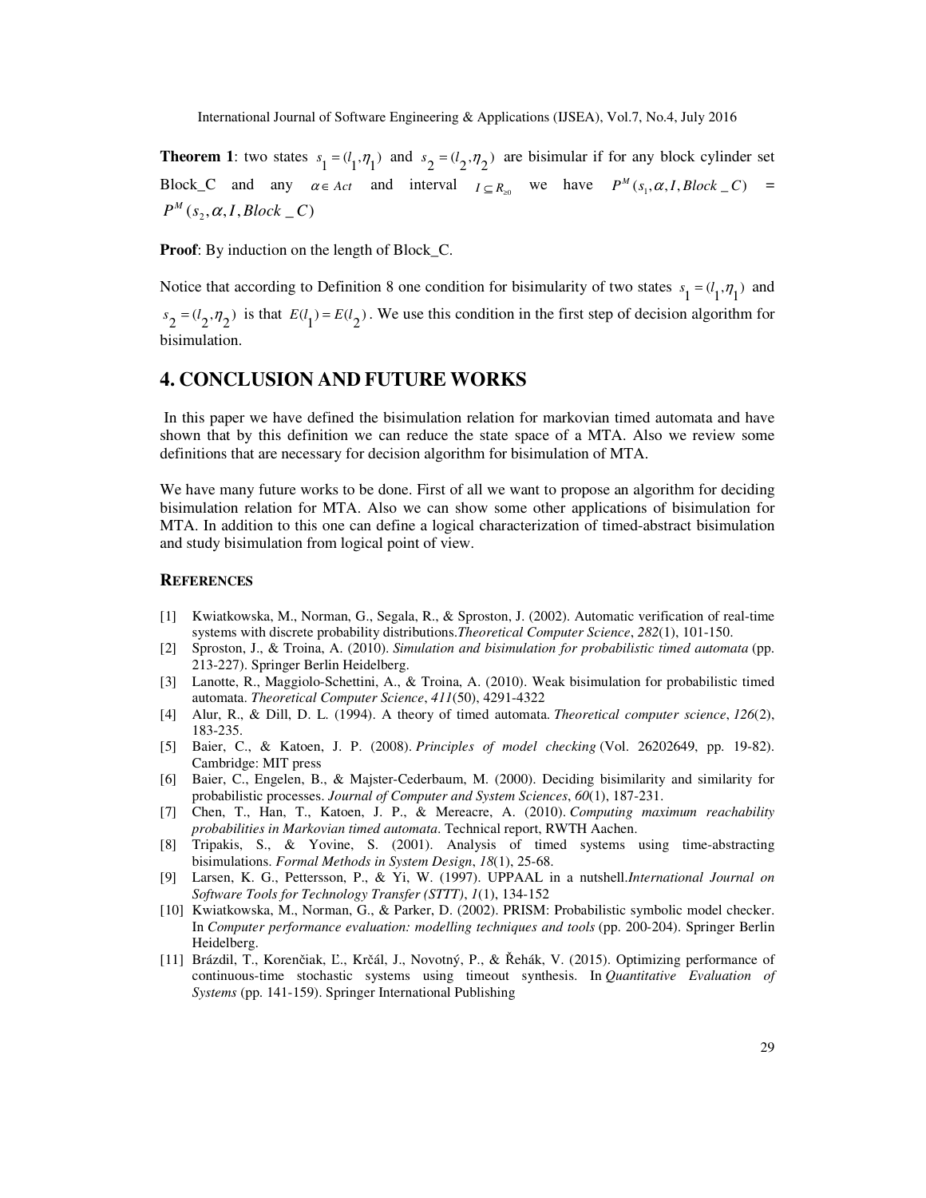**Theorem 1**: two states $s_1 = (l_1, \eta_1)$ and $s_2 = (l_2, \eta_2)$ are bisimular if for any block cylinder set Block_C and any $\alpha \in Act$ and interval $I \subseteq R_{\geq 0}$ we have $P^M(s_1, \alpha, I, Block\_C)$ = $P^M(s_2, \alpha, I, Block\_C)$

**Proof**: By induction on the length of Block_C.

Notice that according to Definition 8 one condition for bisimularity of two states $s_1 = (l_1, \eta_1)$ and $s_2 = (l_2, \eta_2)$ is that $E(l_1) = E(l_2)$. We use this condition in the first step of decision algorithm for bisimulation.

## 4. CONCLUSION AND FUTURE WORKS

In this paper we have defined the bisimulation relation for markovian timed automata and have shown that by this definition we can reduce the state space of a MTA. Also we review some definitions that are necessary for decision algorithm for bisimulation of MTA.

We have many future works to be done. First of all we want to propose an algorithm for deciding bisimulation relation for MTA. Also we can show some other applications of bisimulation for MTA. In addition to this one can define a logical characterization of timed-abstract bisimulation and study bisimulation from logical point of view.

### REFERENCES

[1] Kwiatkowska, M., Norman, G., Segala, R., & Sproston, J. (2002). Automatic verification of real-time systems with discrete probability distributions. *Theoretical Computer Science*, *282*(1), 101-150.

[2] Sproston, J., & Troina, A. (2010). *Simulation and bisimulation for probabilistic timed automata* (pp. 213-227). Springer Berlin Heidelberg.

[3] Lanotte, R., Maggiolo-Schettini, A., & Troina, A. (2010). Weak bisimulation for probabilistic timed automata. *Theoretical Computer Science*, *411*(50), 4291-4322

[4] Alur, R., & Dill, D. L. (1994). A theory of timed automata. *Theoretical computer science*, *126*(2), 183-235.

[5] Baier, C., & Katoen, J. P. (2008). *Principles of model checking* (Vol. 26202649, pp. 19-82). Cambridge: MIT press

[6] Baier, C., Engelen, B., & Majster-Cederbaum, M. (2000). Deciding bisimilarity and similarity for probabilistic processes. *Journal of Computer and System Sciences*, *60*(1), 187-231.

[7] Chen, T., Han, T., Katoen, J. P., & Mereacre, A. (2010). *Computing maximum reachability probabilities in Markovian timed automata*. Technical report, RWTH Aachen.

[8] Tripakis, S., & Yovine, S. (2001). Analysis of timed systems using time-abstracting bisimulations. *Formal Methods in System Design*, *18*(1), 25-68.

[9] Larsen, K. G., Pettersson, P., & Yi, W. (1997). UPPAAL in a nutshell. *International Journal on Software Tools for Technology Transfer (STTT)*, *1*(1), 134-152

[10] Kwiatkowska, M., Norman, G., & Parker, D. (2002). PRISM: Probabilistic symbolic model checker. In *Computer performance evaluation: modelling techniques and tools* (pp. 200-204). Springer Berlin Heidelberg.

[11] Brázdil, T., Korenčiak, Ľ., Krčál, J., Novotný, P., & Řehák, V. (2015). Optimizing performance of continuous-time stochastic systems using timeout synthesis. In *Quantitative Evaluation of Systems* (pp. 141-159). Springer International Publishing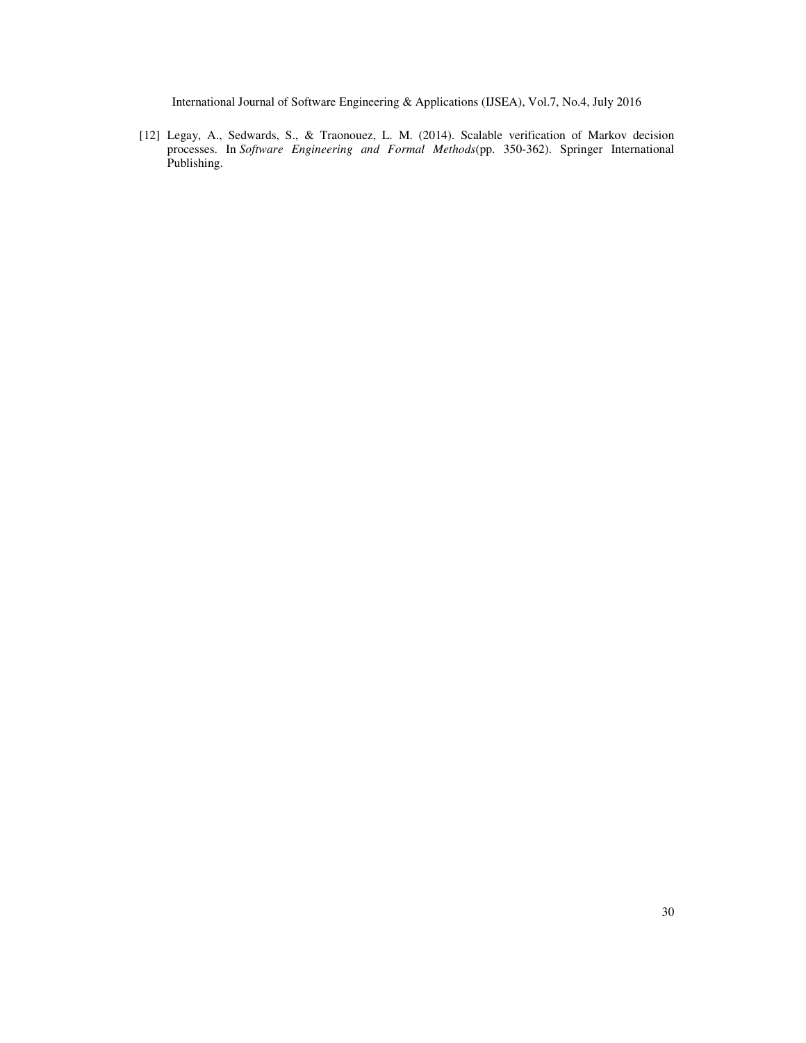[12] Legay, A., Sedwards, S., & Traonouez, L. M. (2014). Scalable verification of Markov decision processes. In *Software Engineering and Formal Methods*(pp. 350-362). Springer International Publishing.